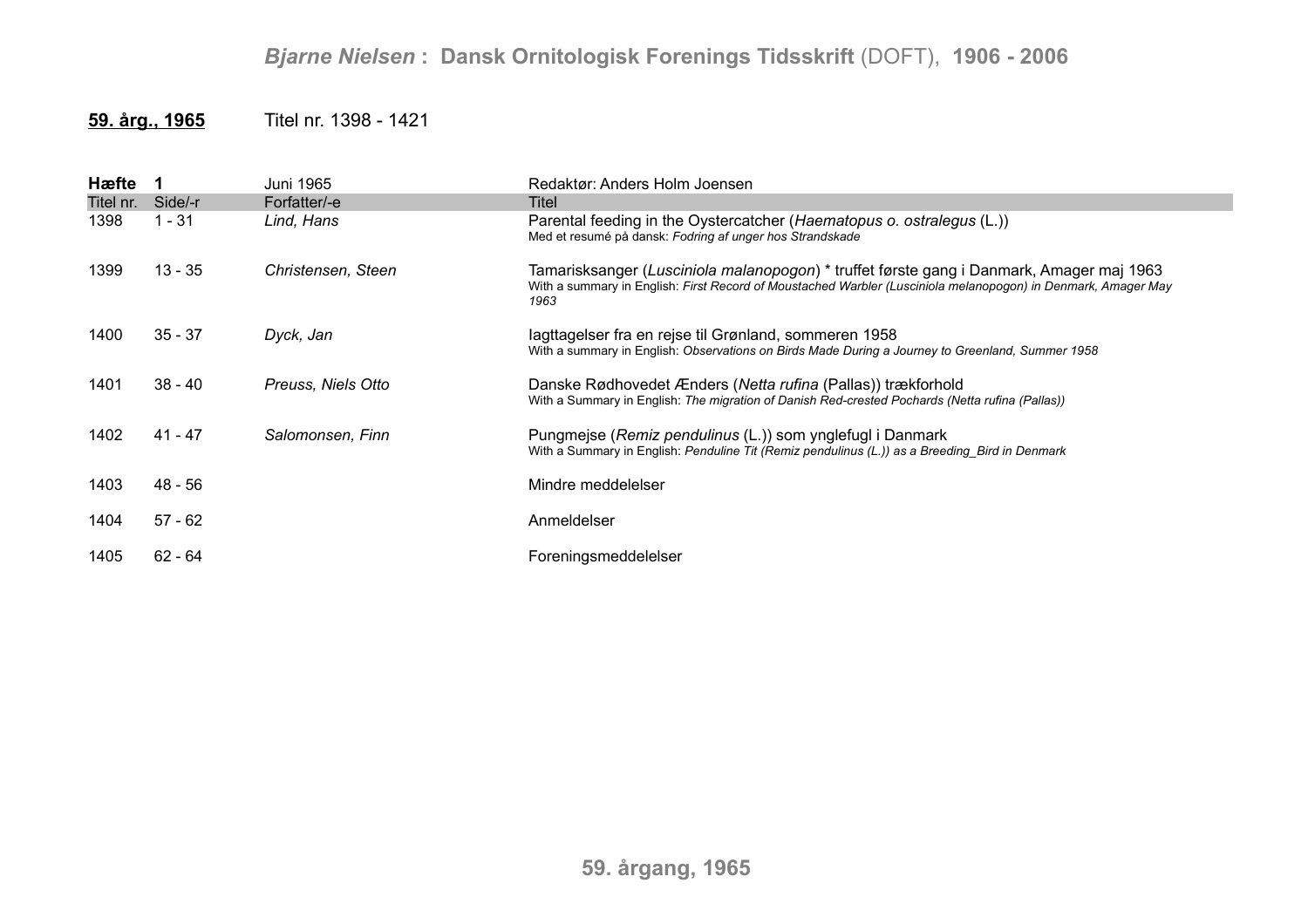**59. årg., 1965** Titel nr. 1398 - 1421

| **Hæfte 1** | | Juni 1965 | Redaktør: Anders Holm Joensen |
|---|---|---|---|
| Titel nr. | Side/-r | Forfatter/-e | Titel |
| 1398 | 1 - 31 | *Lind, Hans* | Parental feeding in the Oystercatcher (*Haematopus o. ostralegus* (L.))<br>Med et resumé på dansk: *Fodring af unger hos Strandskade* |
| 1399 | 13 - 35 | *Christensen, Steen* | Tamarisksanger (*Lusciniola malanopogon*) * truffet første gang i Danmark, Amager maj 1963<br>With a summary in English: *First Record of Moustached Warbler (Lusciniola melanopogon) in Denmark, Amager May 1963* |
| 1400 | 35 - 37 | *Dyck, Jan* | Iagttagelser fra en rejse til Grønland, sommeren 1958<br>With a summary in English: *Observations on Birds Made During a Journey to Greenland, Summer 1958* |
| 1401 | 38 - 40 | *Preuss, Niels Otto* | Danske Rødhovedet Ænders (*Netta rufina* (Pallas)) trækforhold<br>With a Summary in English: *The migration of Danish Red-crested Pochards (Netta rufina (Pallas))* |
| 1402 | 41 - 47 | *Salomonsen, Finn* | Pungmejse (*Remiz pendulinus* (L.)) som ynglefugl i Danmark<br>With a Summary in English: *Penduline Tit (Remiz pendulinus (L.)) as a Breeding_Bird in Denmark* |
| 1403 | 48 - 56 | | Mindre meddelelser |
| 1404 | 57 - 62 | | Anmeldelser |
| 1405 | 62 - 64 | | Foreningsmeddelelser |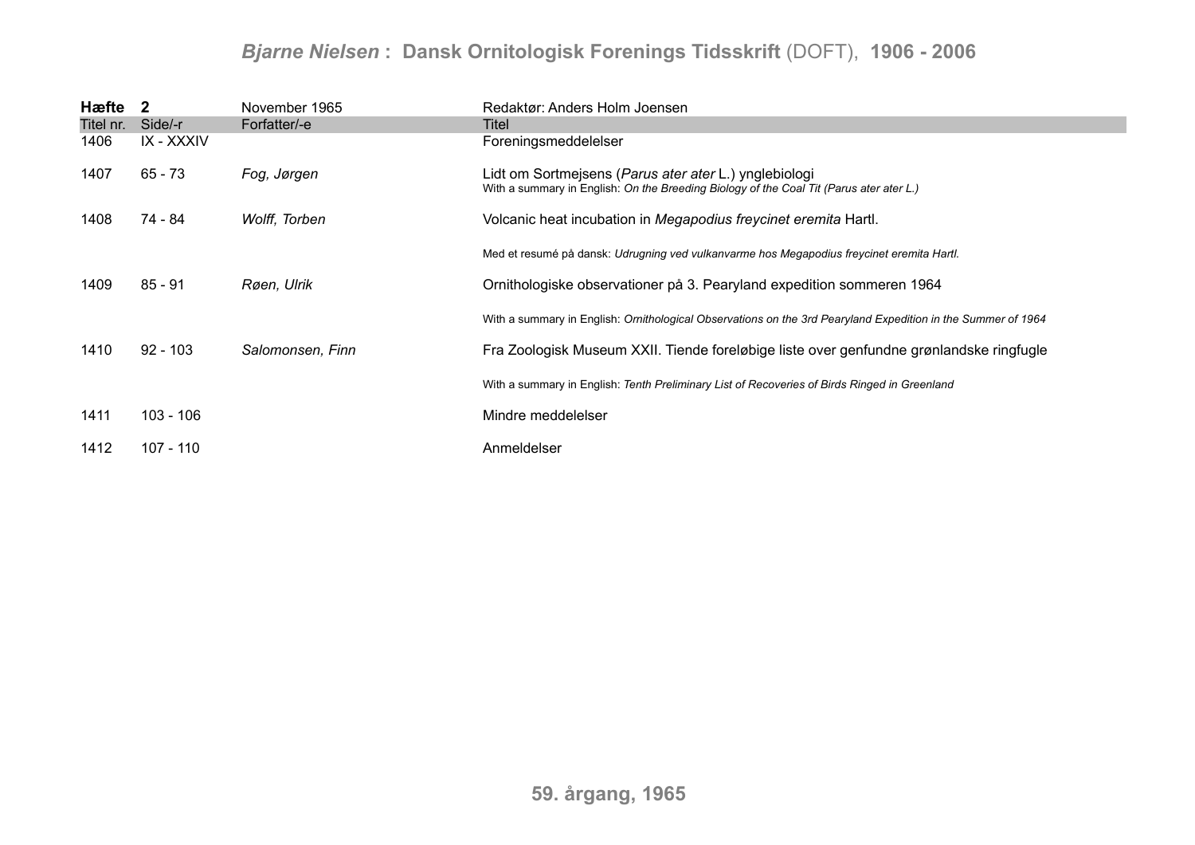| **Hæfte** | **2** | November 1965 | Redaktør: Anders Holm Joensen |
|---|---|---|---|
| Titel nr. | Side/-r | Forfatter/-e | Titel |
| 1406 | IX - XXXIV | | Foreningsmeddelelser |
| 1407 | 65 - 73 | *Fog, Jørgen* | Lidt om Sortmejsens (*Parus ater ater* L.) ynglebiologi<br>With a summary in English: *On the Breeding Biology of the Coal Tit (Parus ater ater L.)* |
| 1408 | 74 - 84 | *Wolff, Torben* | Volcanic heat incubation in *Megapodius freycinet eremita* Hartl.<br>Med et resumé på dansk: *Udrugning ved vulkanvarme hos Megapodius freycinet eremita Hartl.* |
| 1409 | 85 - 91 | *Røen, Ulrik* | Ornithologiske observationer på 3. Pearyland expedition sommeren 1964<br>With a summary in English: *Ornithological Observations on the 3rd Pearyland Expedition in the Summer of 1964* |
| 1410 | 92 - 103 | *Salomonsen, Finn* | Fra Zoologisk Museum XXII. Tiende foreløbige liste over genfundne grønlandske ringfugle<br>With a summary in English: *Tenth Preliminary List of Recoveries of Birds Ringed in Greenland* |
| 1411 | 103 - 106 | | Mindre meddelelser |
| 1412 | 107 - 110 | | Anmeldelser |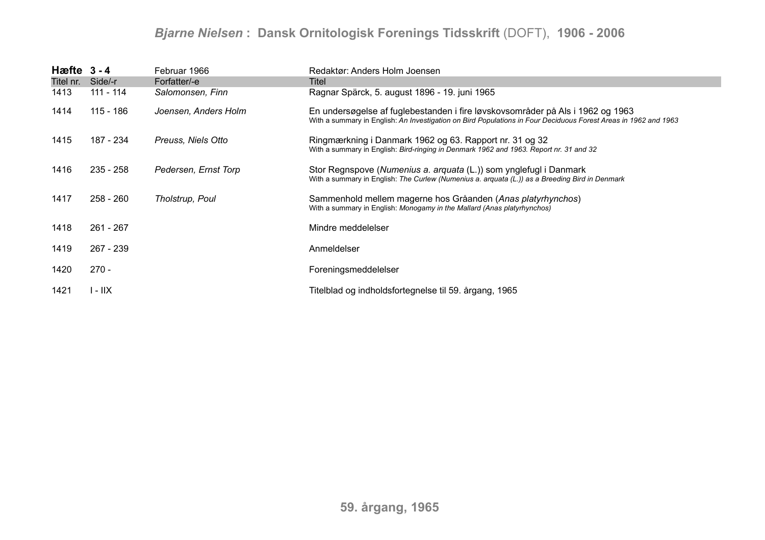| Hæfte 3 - 4 | | Februar 1966 | Redaktør: Anders Holm Joensen |
|---|---|---|---|
| Titel nr. | Side/-r | Forfatter/-e | Titel |
| 1413 | 111 - 114 | *Salomonsen, Finn* | Ragnar Spärck, 5. august 1896 - 19. juni 1965 |
| 1414 | 115 - 186 | *Joensen, Anders Holm* | En undersøgelse af fuglebestanden i fire løvskovsområder på Als i 1962 og 1963<br>With a summary in English: *An Investigation on Bird Populations in Four Deciduous Forest Areas in 1962 and 1963* |
| 1415 | 187 - 234 | *Preuss, Niels Otto* | Ringmærkning i Danmark 1962 og 63. Rapport nr. 31 og 32<br>With a summary in English: *Bird-ringing in Denmark 1962 and 1963. Report nr. 31 and 32* |
| 1416 | 235 - 258 | *Pedersen, Ernst Torp* | Stor Regnspove (*Numenius a. arquata* (L.)) som ynglefugl i Danmark<br>With a summary in English: *The Curlew (Numenius a. arquata (L.)) as a Breeding Bird in Denmark* |
| 1417 | 258 - 260 | *Tholstrup, Poul* | Sammenhold mellem magerne hos Gråanden (*Anas platyrhynchos*)<br>With a summary in English: *Monogamy in the Mallard (Anas platyrhynchos)* |
| 1418 | 261 - 267 | | Mindre meddelelser |
| 1419 | 267 - 239 | | Anmeldelser |
| 1420 | 270 - | | Foreningsmeddelelser |
| 1421 | I - IIX | | Titelblad og indholdsfortegnelse til 59. årgang, 1965 |

**59. årgang, 1965**